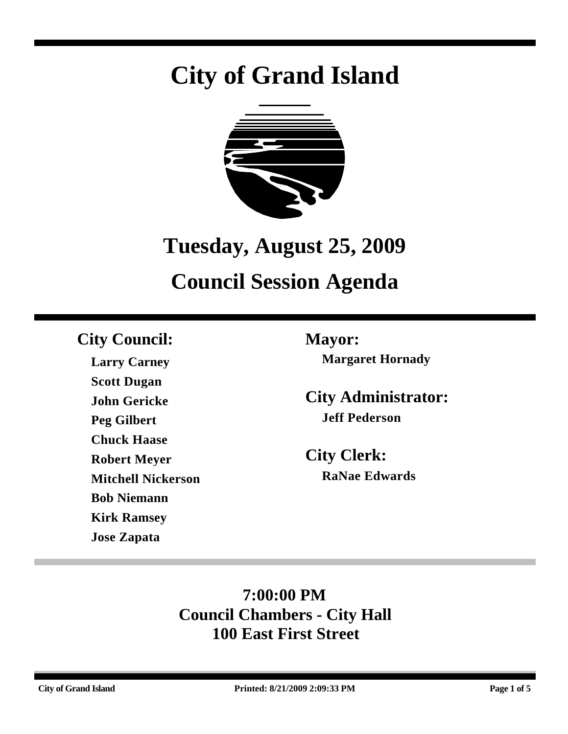# City of Grand Island

## Tuesday, August 25, 2009

## Council Session Agenda

**City Council:**

**Larry Carney**
**Scott Dugan**
**John Gericke**
**Peg Gilbert**
**Chuck Haase**
**Robert Meyer**
**Mitchell Nickerson**
**Bob Niemann**
**Kirk Ramsey**
**Jose Zapata**

**Mayor:**

**Margaret Hornady**

**City Administrator:**

**Jeff Pederson**

**City Clerk:**

**RaNae Edwards**

**7:00:00 PM**
**Council Chambers - City Hall**
**100 East First Street**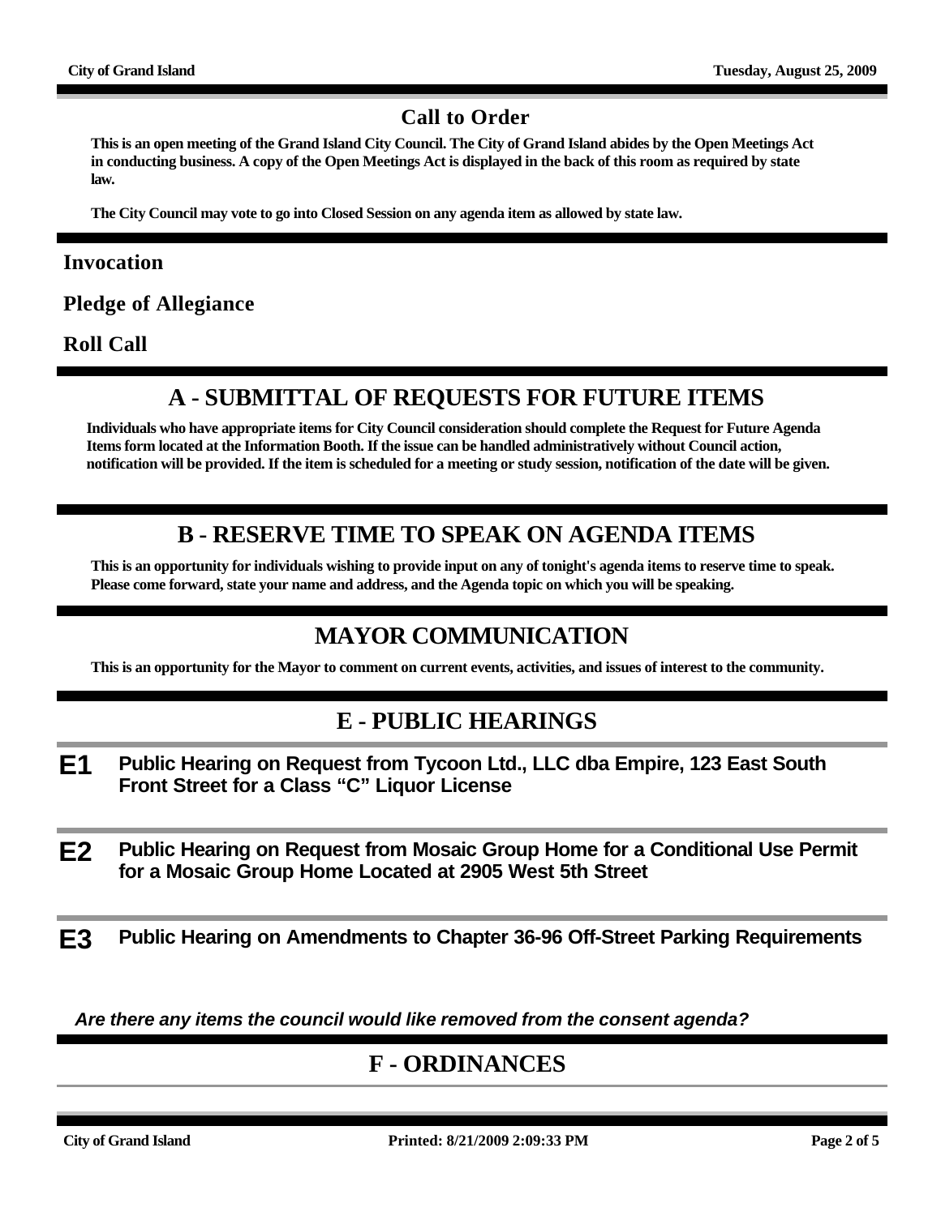## Call to Order

**This is an open meeting of the Grand Island City Council. The City of Grand Island abides by the Open Meetings Act in conducting business. A copy of the Open Meetings Act is displayed in the back of this room as required by state law.**

**The City Council may vote to go into Closed Session on any agenda item as allowed by state law.**

### Invocation

### Pledge of Allegiance

### Roll Call

# A - SUBMITTAL OF REQUESTS FOR FUTURE ITEMS

**Individuals who have appropriate items for City Council consideration should complete the Request for Future Agenda Items form located at the Information Booth. If the issue can be handled administratively without Council action, notification will be provided. If the item is scheduled for a meeting or study session, notification of the date will be given.**

# B - RESERVE TIME TO SPEAK ON AGENDA ITEMS

**This is an opportunity for individuals wishing to provide input on any of tonight's agenda items to reserve time to speak. Please come forward, state your name and address, and the Agenda topic on which you will be speaking.**

# MAYOR COMMUNICATION

**This is an opportunity for the Mayor to comment on current events, activities, and issues of interest to the community.**

# E - PUBLIC HEARINGS

**E1** **Public Hearing on Request from Tycoon Ltd., LLC dba Empire, 123 East South Front Street for a Class "C" Liquor License**

**E2** **Public Hearing on Request from Mosaic Group Home for a Conditional Use Permit for a Mosaic Group Home Located at 2905 West 5th Street**

**E3** **Public Hearing on Amendments to Chapter 36-96 Off-Street Parking Requirements**

***Are there any items the council would like removed from the consent agenda?***

# F - ORDINANCES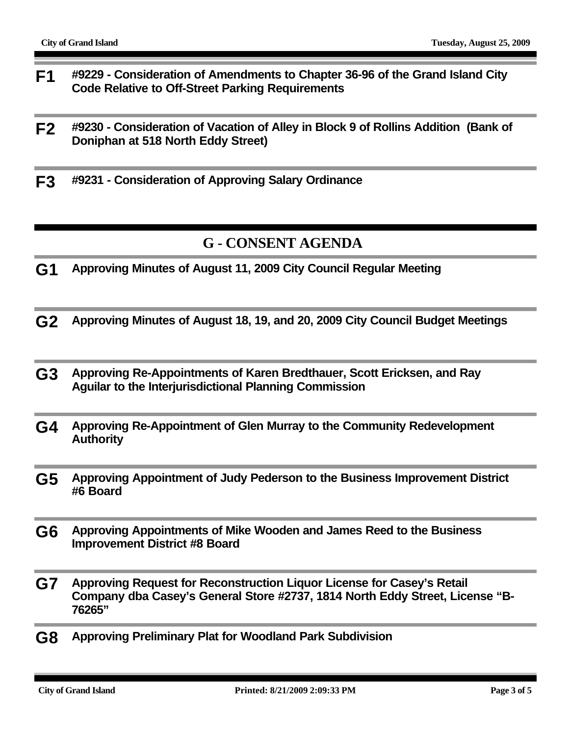**F1** **#9229 - Consideration of Amendments to Chapter 36-96 of the Grand Island City Code Relative to Off-Street Parking Requirements**

**F2** **#9230 - Consideration of Vacation of Alley in Block 9 of Rollins Addition (Bank of Doniphan at 518 North Eddy Street)**

**F3** **#9231 - Consideration of Approving Salary Ordinance**

## G - CONSENT AGENDA

**G1** **Approving Minutes of August 11, 2009 City Council Regular Meeting**

**G2** **Approving Minutes of August 18, 19, and 20, 2009 City Council Budget Meetings**

**G3** **Approving Re-Appointments of Karen Bredthauer, Scott Ericksen, and Ray Aguilar to the Interjurisdictional Planning Commission**

**G4** **Approving Re-Appointment of Glen Murray to the Community Redevelopment Authority**

**G5** **Approving Appointment of Judy Pederson to the Business Improvement District #6 Board**

**G6** **Approving Appointments of Mike Wooden and James Reed to the Business Improvement District #8 Board**

**G7** **Approving Request for Reconstruction Liquor License for Casey's Retail Company dba Casey's General Store #2737, 1814 North Eddy Street, License "B-76265"**

**G8** **Approving Preliminary Plat for Woodland Park Subdivision**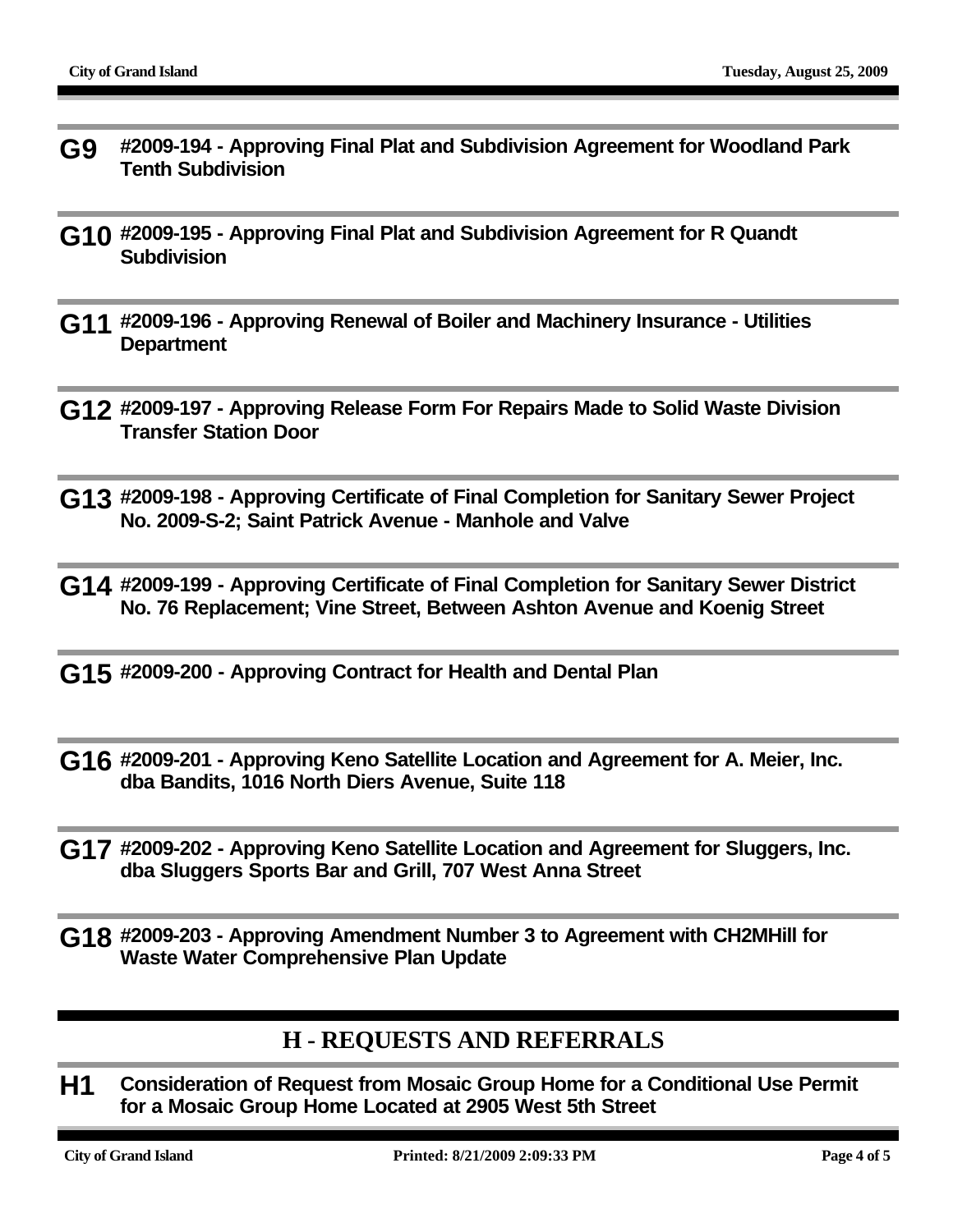**G9** **#2009-194 - Approving Final Plat and Subdivision Agreement for Woodland Park Tenth Subdivision**

**G10** **#2009-195 - Approving Final Plat and Subdivision Agreement for R Quandt Subdivision**

**G11** **#2009-196 - Approving Renewal of Boiler and Machinery Insurance - Utilities Department**

**G12** **#2009-197 - Approving Release Form For Repairs Made to Solid Waste Division Transfer Station Door**

**G13** **#2009-198 - Approving Certificate of Final Completion for Sanitary Sewer Project No. 2009-S-2; Saint Patrick Avenue - Manhole and Valve**

**G14** **#2009-199 - Approving Certificate of Final Completion for Sanitary Sewer District No. 76 Replacement; Vine Street, Between Ashton Avenue and Koenig Street**

**G15** **#2009-200 - Approving Contract for Health and Dental Plan**

**G16** **#2009-201 - Approving Keno Satellite Location and Agreement for A. Meier, Inc. dba Bandits, 1016 North Diers Avenue, Suite 118**

**G17** **#2009-202 - Approving Keno Satellite Location and Agreement for Sluggers, Inc. dba Sluggers Sports Bar and Grill, 707 West Anna Street**

**G18** **#2009-203 - Approving Amendment Number 3 to Agreement with CH2MHill for Waste Water Comprehensive Plan Update**

## H - REQUESTS AND REFERRALS

**H1** **Consideration of Request from Mosaic Group Home for a Conditional Use Permit for a Mosaic Group Home Located at 2905 West 5th Street**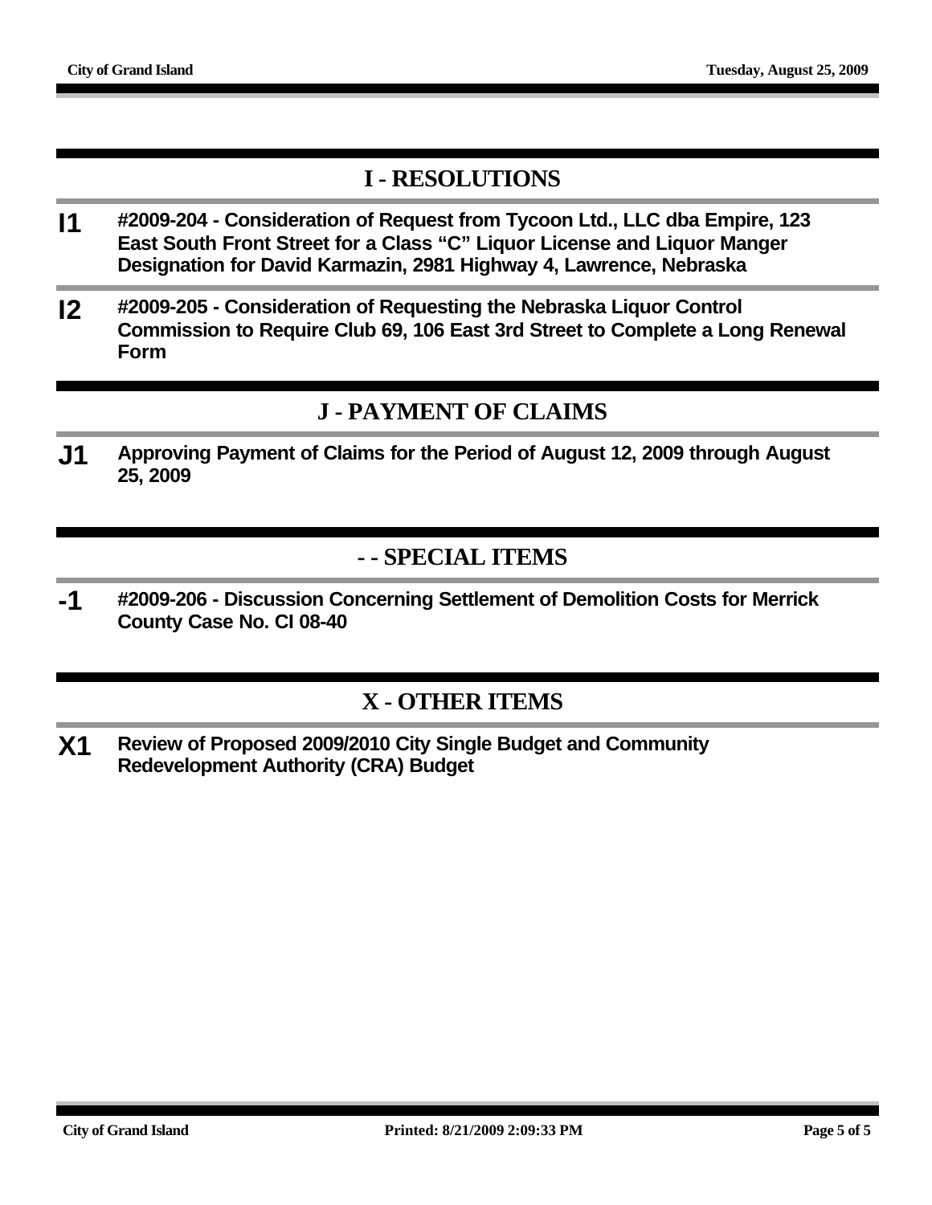## I - RESOLUTIONS

**I1** **#2009-204 - Consideration of Request from Tycoon Ltd., LLC dba Empire, 123 East South Front Street for a Class "C" Liquor License and Liquor Manger Designation for David Karmazin, 2981 Highway 4, Lawrence, Nebraska**

**I2** **#2009-205 - Consideration of Requesting the Nebraska Liquor Control Commission to Require Club 69, 106 East 3rd Street to Complete a Long Renewal Form**

## J - PAYMENT OF CLAIMS

**J1** **Approving Payment of Claims for the Period of August 12, 2009 through August 25, 2009**

## - - SPECIAL ITEMS

**-1** **#2009-206 - Discussion Concerning Settlement of Demolition Costs for Merrick County Case No. CI 08-40**

## X - OTHER ITEMS

**X1** **Review of Proposed 2009/2010 City Single Budget and Community Redevelopment Authority (CRA) Budget**